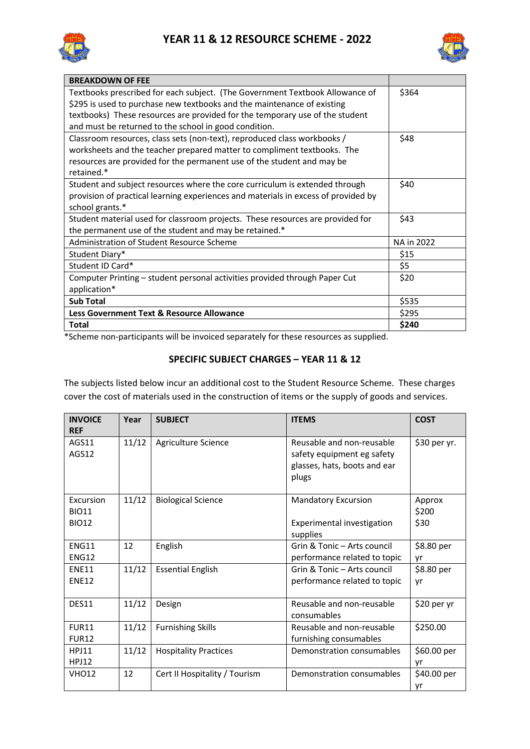# YEAR 11 & 12 RESOURCE SCHEME - 2022

| BREAKDOWN OF FEE | |
|---|---|
| Textbooks prescribed for each subject. (The Government Textbook Allowance of $295 is used to purchase new textbooks and the maintenance of existing textbooks) These resources are provided for the temporary use of the student and must be returned to the school in good condition. | $364 |
| Classroom resources, class sets (non-text), reproduced class workbooks / worksheets and the teacher prepared matter to compliment textbooks. The resources are provided for the permanent use of the student and may be retained.* | $48 |
| Student and subject resources where the core curriculum is extended through provision of practical learning experiences and materials in excess of provided by school grants.* | $40 |
| Student material used for classroom projects. These resources are provided for the permanent use of the student and may be retained.* | $43 |
| Administration of Student Resource Scheme | NA in 2022 |
| Student Diary* | $15 |
| Student ID Card* | $5 |
| Computer Printing – student personal activities provided through Paper Cut application* | $20 |
| **Sub Total** | $535 |
| **Less Government Text & Resource Allowance** | $295 |
| **Total** | **$240** |

*Scheme non-participants will be invoiced separately for these resources as supplied.

## SPECIFIC SUBJECT CHARGES – YEAR 11 & 12

The subjects listed below incur an additional cost to the Student Resource Scheme. These charges cover the cost of materials used in the construction of items or the supply of goods and services.

| INVOICE REF | Year | SUBJECT | ITEMS | COST |
|---|---|---|---|---|
| AGS11<br>AGS12 | 11/12 | Agriculture Science | Reusable and non-reusable safety equipment eg safety glasses, hats, boots and ear plugs | $30 per yr. |
| Excursion<br>BIO11<br>BIO12 | 11/12 | Biological Science | Mandatory Excursion<br><br>Experimental investigation supplies | Approx $200<br>$30 |
| ENG11<br>ENG12 | 12 | English | Grin & Tonic – Arts council performance related to topic | $8.80 per yr |
| ENE11<br>ENE12 | 11/12 | Essential English | Grin & Tonic – Arts council performance related to topic | $8.80 per yr |
| DES11 | 11/12 | Design | Reusable and non-reusable consumables | $20 per yr |
| FUR11<br>FUR12 | 11/12 | Furnishing Skills | Reusable and non-reusable furnishing consumables | $250.00 |
| HPJ11<br>HPJ12 | 11/12 | Hospitality Practices | Demonstration consumables | $60.00 per yr |
| VHO12 | 12 | Cert II Hospitality / Tourism | Demonstration consumables | $40.00 per yr |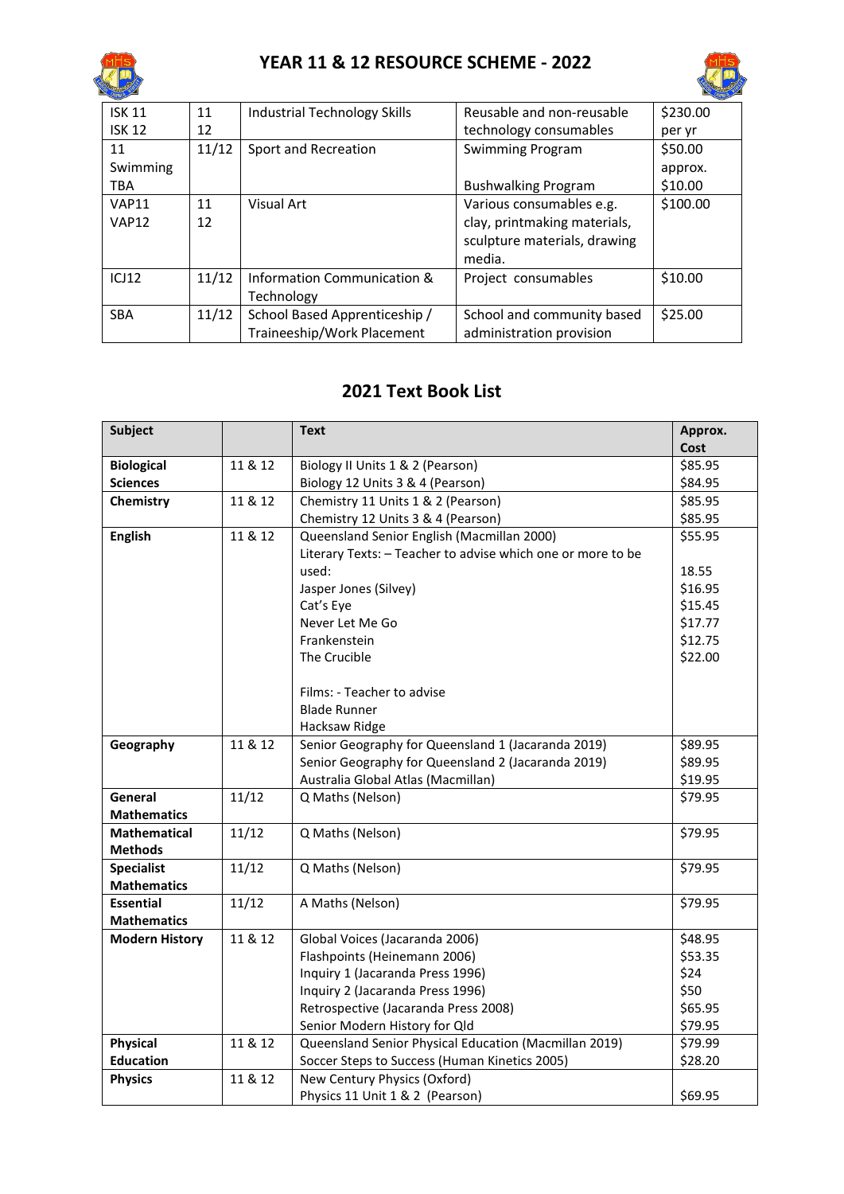# YEAR 11 & 12 RESOURCE SCHEME - 2022

| | | | | |
|---|---|---|---|---|
| ISK 11<br>ISK 12 | 11<br>12 | Industrial Technology Skills | Reusable and non-reusable technology consumables | $230.00 per yr |
| 11 Swimming TBA | 11/12 | Sport and Recreation | Swimming Program<br><br>Bushwalking Program | $50.00 approx.<br>$10.00 |
| VAP11<br>VAP12 | 11<br>12 | Visual Art | Various consumables e.g. clay, printmaking materials, sculpture materials, drawing media. | $100.00 |
| ICJ12 | 11/12 | Information Communication & Technology | Project consumables | $10.00 |
| SBA | 11/12 | School Based Apprenticeship / Traineeship/Work Placement | School and community based administration provision | $25.00 |

## 2021 Text Book List

| Subject | | Text | Approx. Cost |
|---|---|---|---|
| **Biological Sciences** | 11 & 12 | Biology II Units 1 & 2 (Pearson)<br>Biology 12 Units 3 & 4 (Pearson) | $85.95<br>$84.95 |
| **Chemistry** | 11 & 12 | Chemistry 11 Units 1 & 2 (Pearson)<br>Chemistry 12 Units 3 & 4 (Pearson) | $85.95<br>$85.95 |
| **English** | 11 & 12 | Queensland Senior English (Macmillan 2000)<br>Literary Texts: – Teacher to advise which one or more to be used:<br>Jasper Jones (Silvey)<br>Cat's Eye<br>Never Let Me Go<br>Frankenstein<br>The Crucible<br><br>Films: - Teacher to advise<br>Blade Runner<br>Hacksaw Ridge | $55.95<br><br>18.55<br>$16.95<br>$15.45<br>$17.77<br>$12.75<br>$22.00 |
| **Geography** | 11 & 12 | Senior Geography for Queensland 1 (Jacaranda 2019)<br>Senior Geography for Queensland 2 (Jacaranda 2019)<br>Australia Global Atlas (Macmillan) | $89.95<br>$89.95<br>$19.95 |
| **General Mathematics** | 11/12 | Q Maths (Nelson) | $79.95 |
| **Mathematical Methods** | 11/12 | Q Maths (Nelson) | $79.95 |
| **Specialist Mathematics** | 11/12 | Q Maths (Nelson) | $79.95 |
| **Essential Mathematics** | 11/12 | A Maths (Nelson) | $79.95 |
| **Modern History** | 11 & 12 | Global Voices (Jacaranda 2006)<br>Flashpoints (Heinemann 2006)<br>Inquiry 1 (Jacaranda Press 1996)<br>Inquiry 2 (Jacaranda Press 1996)<br>Retrospective (Jacaranda Press 2008)<br>Senior Modern History for Qld | $48.95<br>$53.35<br>$24<br>$50<br>$65.95<br>$79.95 |
| **Physical Education** | 11 & 12 | Queensland Senior Physical Education (Macmillan 2019)<br>Soccer Steps to Success (Human Kinetics 2005) | $79.99<br>$28.20 |
| **Physics** | 11 & 12 | New Century Physics (Oxford)<br>Physics 11 Unit 1 & 2 (Pearson) | <br>$69.95 |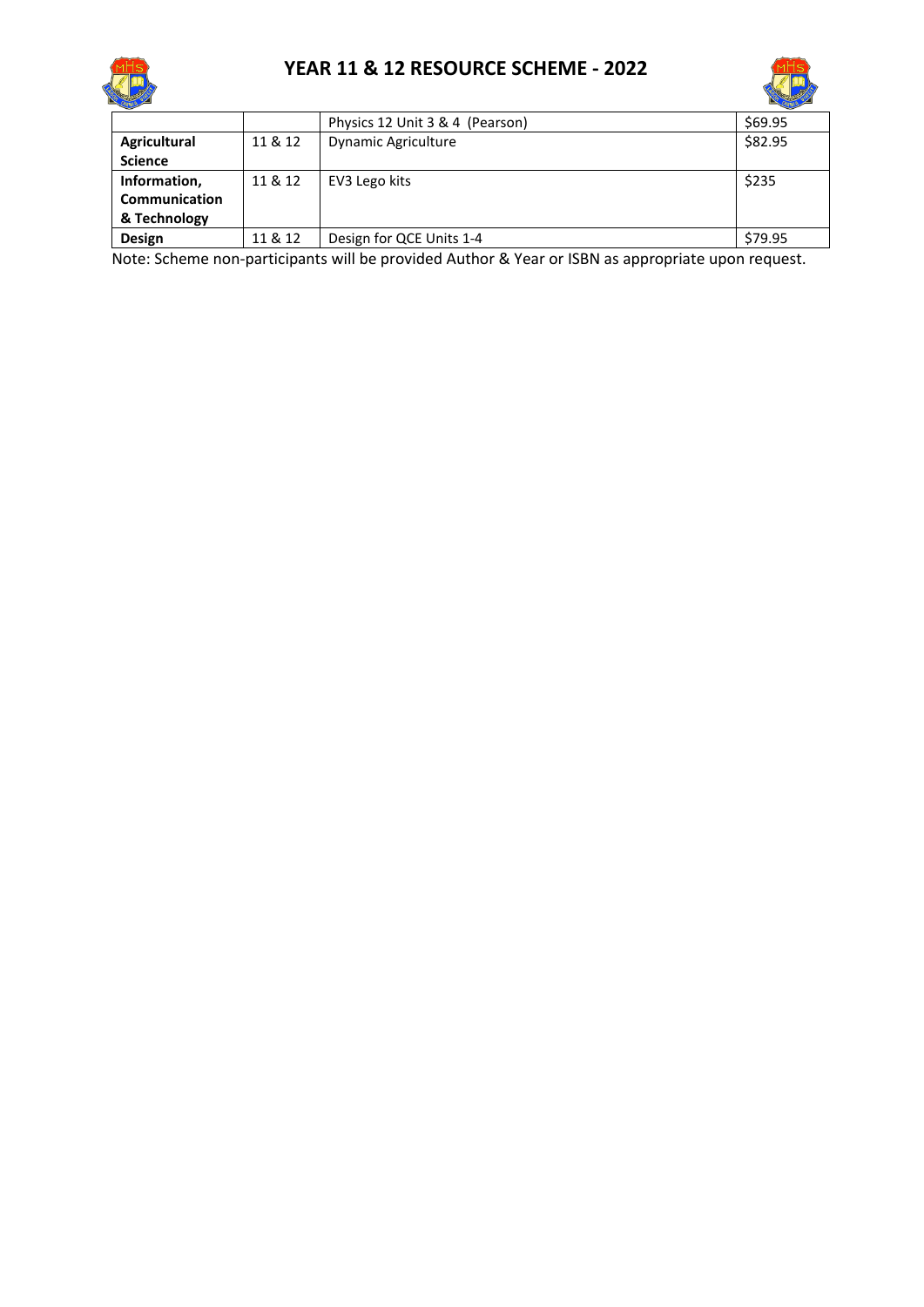# YEAR 11 & 12 RESOURCE SCHEME - 2022

| | | | |
|---|---|---|---|
| | | Physics 12 Unit 3 & 4 (Pearson) | $69.95 |
| **Agricultural Science** | 11 & 12 | Dynamic Agriculture | $82.95 |
| **Information, Communication & Technology** | 11 & 12 | EV3 Lego kits | $235 |
| **Design** | 11 & 12 | Design for QCE Units 1-4 | $79.95 |

Note: Scheme non-participants will be provided Author & Year or ISBN as appropriate upon request.